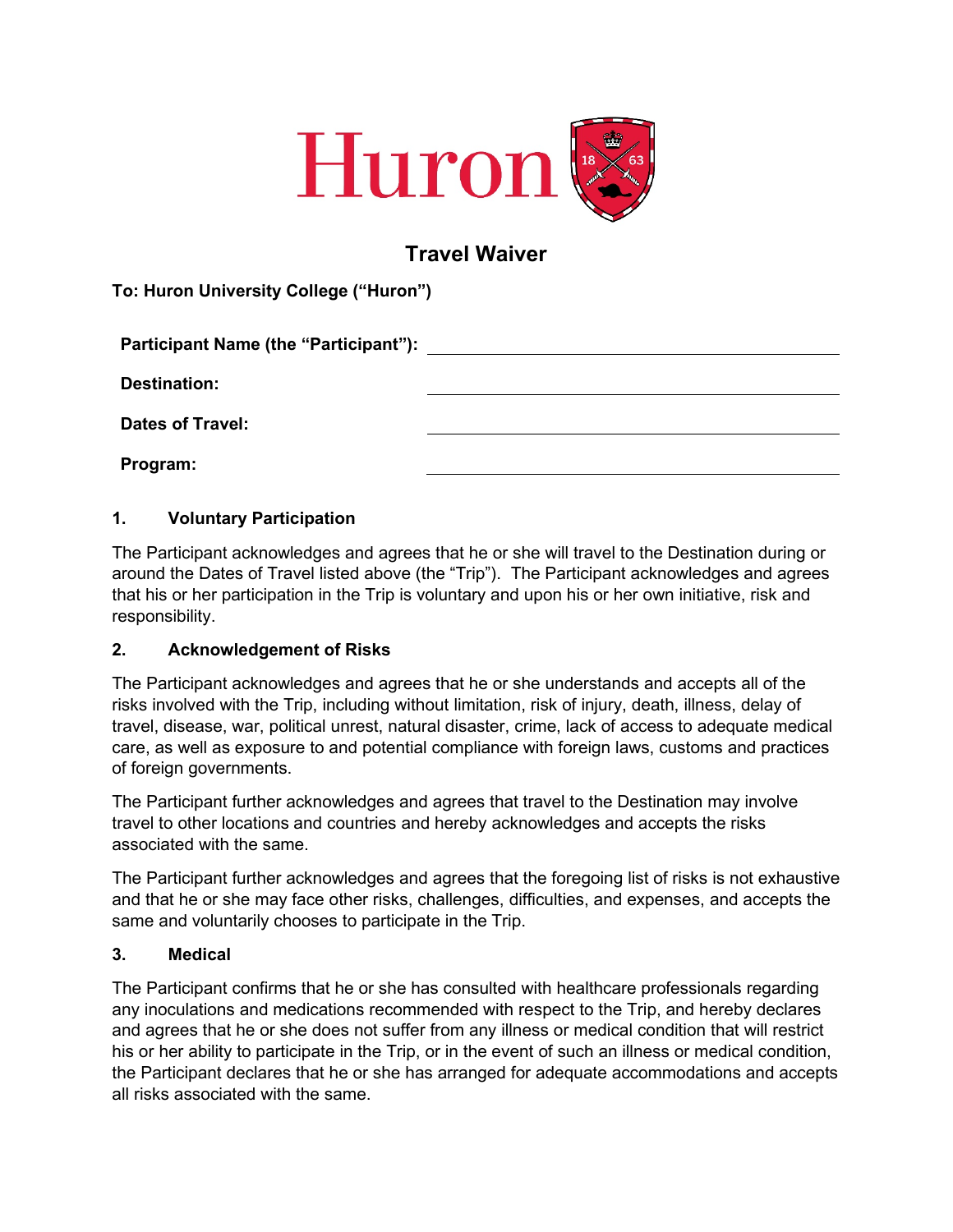Huron

# Travel Waiver

**To: Huron University College ("Huron")**

| | |
|---|---|
| **Participant Name (the "Participant"):** | |
| **Destination:** | |
| **Dates of Travel:** | |
| **Program:** | |

## 1. Voluntary Participation

The Participant acknowledges and agrees that he or she will travel to the Destination during or around the Dates of Travel listed above (the "Trip"). The Participant acknowledges and agrees that his or her participation in the Trip is voluntary and upon his or her own initiative, risk and responsibility.

## 2. Acknowledgement of Risks

The Participant acknowledges and agrees that he or she understands and accepts all of the risks involved with the Trip, including without limitation, risk of injury, death, illness, delay of travel, disease, war, political unrest, natural disaster, crime, lack of access to adequate medical care, as well as exposure to and potential compliance with foreign laws, customs and practices of foreign governments.

The Participant further acknowledges and agrees that travel to the Destination may involve travel to other locations and countries and hereby acknowledges and accepts the risks associated with the same.

The Participant further acknowledges and agrees that the foregoing list of risks is not exhaustive and that he or she may face other risks, challenges, difficulties, and expenses, and accepts the same and voluntarily chooses to participate in the Trip.

## 3. Medical

The Participant confirms that he or she has consulted with healthcare professionals regarding any inoculations and medications recommended with respect to the Trip, and hereby declares and agrees that he or she does not suffer from any illness or medical condition that will restrict his or her ability to participate in the Trip, or in the event of such an illness or medical condition, the Participant declares that he or she has arranged for adequate accommodations and accepts all risks associated with the same.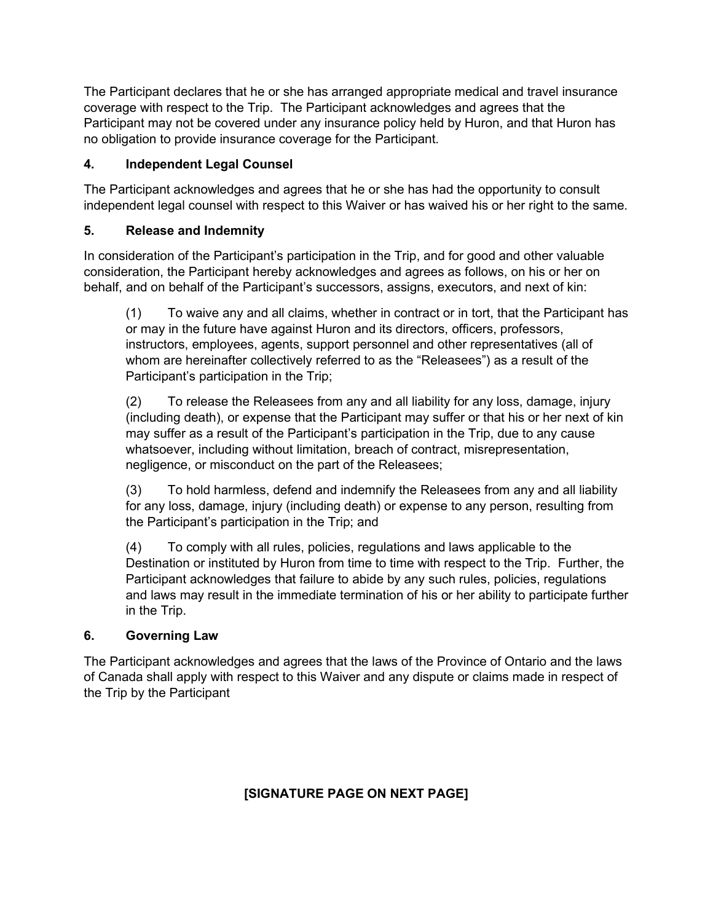The Participant declares that he or she has arranged appropriate medical and travel insurance coverage with respect to the Trip. The Participant acknowledges and agrees that the Participant may not be covered under any insurance policy held by Huron, and that Huron has no obligation to provide insurance coverage for the Participant.

**4. Independent Legal Counsel**

The Participant acknowledges and agrees that he or she has had the opportunity to consult independent legal counsel with respect to this Waiver or has waived his or her right to the same.

**5. Release and Indemnity**

In consideration of the Participant's participation in the Trip, and for good and other valuable consideration, the Participant hereby acknowledges and agrees as follows, on his or her on behalf, and on behalf of the Participant's successors, assigns, executors, and next of kin:

(1) To waive any and all claims, whether in contract or in tort, that the Participant has or may in the future have against Huron and its directors, officers, professors, instructors, employees, agents, support personnel and other representatives (all of whom are hereinafter collectively referred to as the "Releasees") as a result of the Participant's participation in the Trip;

(2) To release the Releasees from any and all liability for any loss, damage, injury (including death), or expense that the Participant may suffer or that his or her next of kin may suffer as a result of the Participant's participation in the Trip, due to any cause whatsoever, including without limitation, breach of contract, misrepresentation, negligence, or misconduct on the part of the Releasees;

(3) To hold harmless, defend and indemnify the Releasees from any and all liability for any loss, damage, injury (including death) or expense to any person, resulting from the Participant's participation in the Trip; and

(4) To comply with all rules, policies, regulations and laws applicable to the Destination or instituted by Huron from time to time with respect to the Trip. Further, the Participant acknowledges that failure to abide by any such rules, policies, regulations and laws may result in the immediate termination of his or her ability to participate further in the Trip.

**6. Governing Law**

The Participant acknowledges and agrees that the laws of the Province of Ontario and the laws of Canada shall apply with respect to this Waiver and any dispute or claims made in respect of the Trip by the Participant

**[SIGNATURE PAGE ON NEXT PAGE]**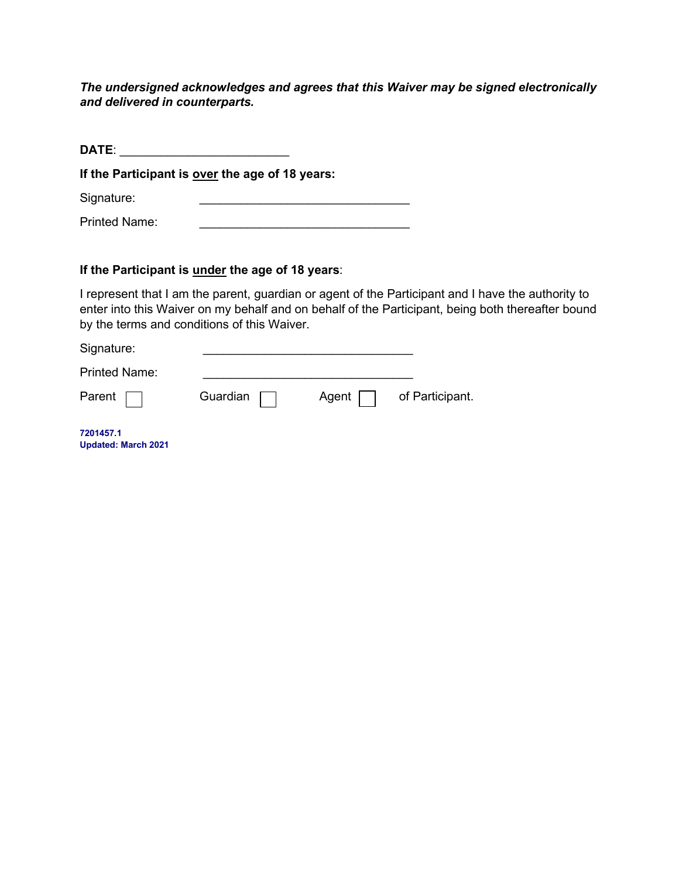***The undersigned acknowledges and agrees that this Waiver may be signed electronically and delivered in counterparts.***

**DATE**: ________________________

**If the Participant is <u>over</u> the age of 18 years:**

Signature: ______________________________

Printed Name: ______________________________

**If the Participant is <u>under</u> the age of 18 years**:

I represent that I am the parent, guardian or agent of the Participant and I have the authority to enter into this Waiver on my behalf and on behalf of the Participant, being both thereafter bound by the terms and conditions of this Waiver.

Signature: ______________________________

Printed Name: ______________________________

Parent ☐ Guardian ☐ Agent ☐ of Participant.

**7201457.1**
**Updated: March 2021**